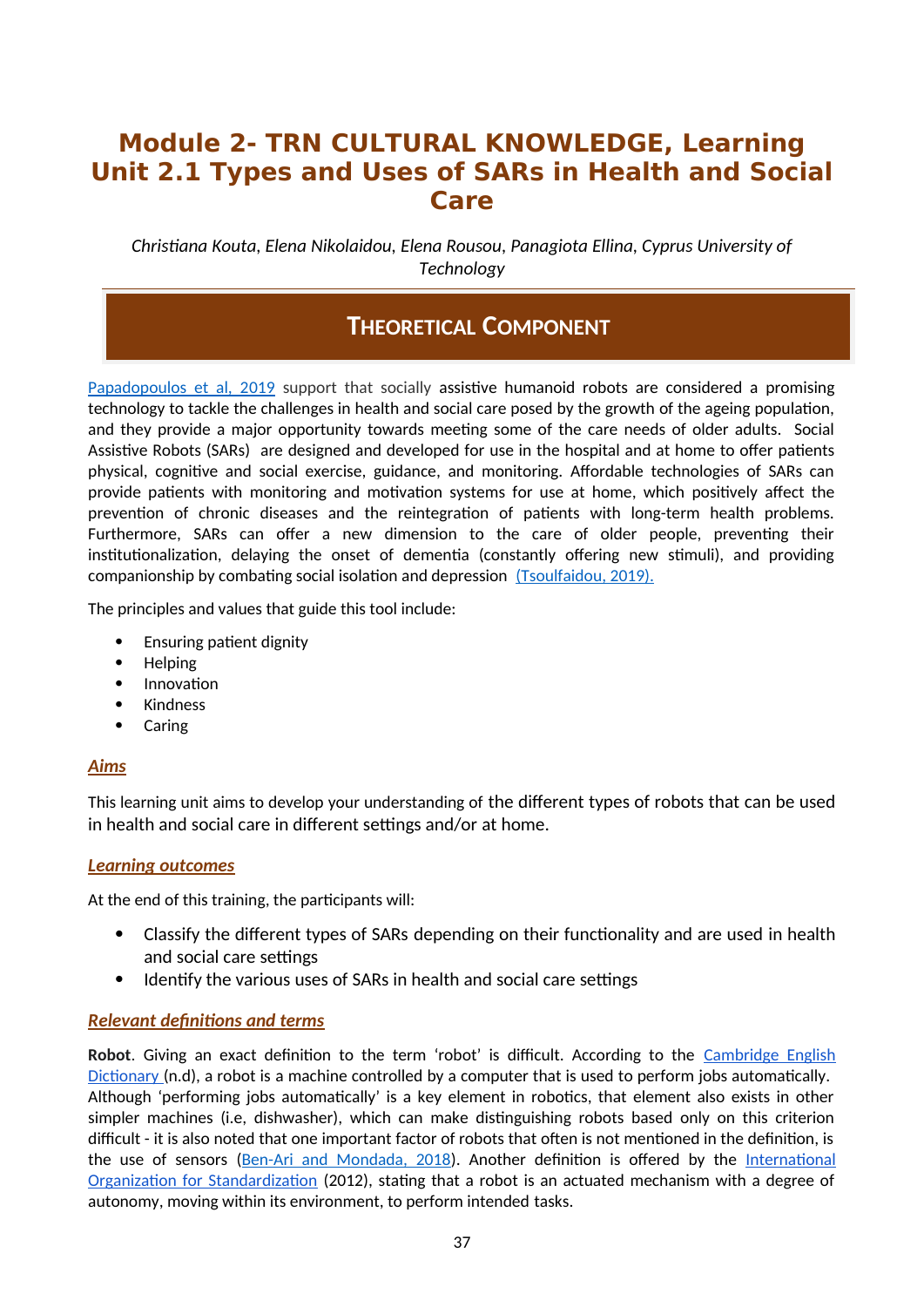# Module 2- TRN CULTURAL KNOWLEDGE, Learning Unit 2.1 Types and Uses of SARs in Health and Social Care

*Christiana Kouta, Elena Nikolaidou, Elena Rousou, Panagiota Ellina, Cyprus University of Technology*

## THEORETICAL COMPONENT

Papadopoulos et al, 2019 support that socially assistive humanoid robots are considered a promising technology to tackle the challenges in health and social care posed by the growth of the ageing population, and they provide a major opportunity towards meeting some of the care needs of older adults. Social Assistive Robots (SARs) are designed and developed for use in the hospital and at home to offer patients physical, cognitive and social exercise, guidance, and monitoring. Affordable technologies of SARs can provide patients with monitoring and motivation systems for use at home, which positively affect the prevention of chronic diseases and the reintegration of patients with long-term health problems. Furthermore, SARs can offer a new dimension to the care of older people, preventing their institutionalization, delaying the onset of dementia (constantly offering new stimuli), and providing companionship by combating social isolation and depression (Tsoulfaidou, 2019).

The principles and values that guide this tool include:

- Ensuring patient dignity
- Helping
- Innovation
- Kindness
- Caring

### *Aims*

This learning unit aims to develop your understanding of the different types of robots that can be used in health and social care in different settings and/or at home.

### *Learning outcomes*

At the end of this training, the participants will:

- Classify the different types of SARs depending on their functionality and are used in health and social care settings
- Identify the various uses of SARs in health and social care settings

### *Relevant definitions and terms*

**Robot**. Giving an exact definition to the term 'robot' is difficult. According to the Cambridge English Dictionary (n.d), a robot is a machine controlled by a computer that is used to perform jobs automatically. Although 'performing jobs automatically' is a key element in robotics, that element also exists in other simpler machines (i.e, dishwasher), which can make distinguishing robots based only on this criterion difficult - it is also noted that one important factor of robots that often is not mentioned in the definition, is the use of sensors (Ben-Ari and Mondada, 2018). Another definition is offered by the International Organization for Standardization (2012), stating that a robot is an actuated mechanism with a degree of autonomy, moving within its environment, to perform intended tasks.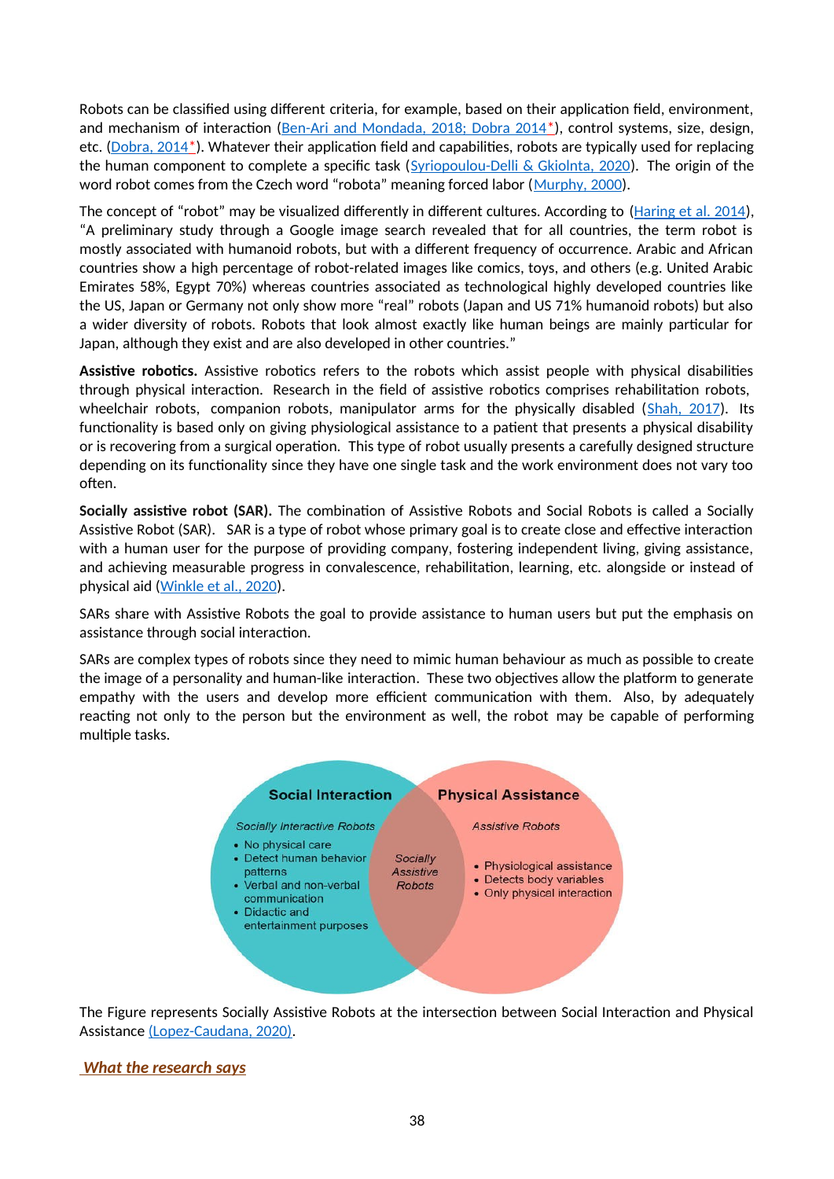Robots can be classified using different criteria, for example, based on their application field, environment, and mechanism of interaction (Ben-Ari and Mondada, 2018; Dobra 2014*), control systems, size, design, etc. (Dobra, 2014*). Whatever their application field and capabilities, robots are typically used for replacing the human component to complete a specific task (Syriopoulou-Delli & Gkiolnta, 2020). The origin of the word robot comes from the Czech word "robota" meaning forced labor (Murphy, 2000).

The concept of "robot" may be visualized differently in different cultures. According to (Haring et al. 2014), "A preliminary study through a Google image search revealed that for all countries, the term robot is mostly associated with humanoid robots, but with a different frequency of occurrence. Arabic and African countries show a high percentage of robot-related images like comics, toys, and others (e.g. United Arabic Emirates 58%, Egypt 70%) whereas countries associated as technological highly developed countries like the US, Japan or Germany not only show more "real" robots (Japan and US 71% humanoid robots) but also a wider diversity of robots. Robots that look almost exactly like human beings are mainly particular for Japan, although they exist and are also developed in other countries."

**Assistive robotics.** Assistive robotics refers to the robots which assist people with physical disabilities through physical interaction. Research in the field of assistive robotics comprises rehabilitation robots, wheelchair robots, companion robots, manipulator arms for the physically disabled (Shah, 2017). Its functionality is based only on giving physiological assistance to a patient that presents a physical disability or is recovering from a surgical operation. This type of robot usually presents a carefully designed structure depending on its functionality since they have one single task and the work environment does not vary too often.

**Socially assistive robot (SAR).** The combination of Assistive Robots and Social Robots is called a Socially Assistive Robot (SAR). SAR is a type of robot whose primary goal is to create close and effective interaction with a human user for the purpose of providing company, fostering independent living, giving assistance, and achieving measurable progress in convalescence, rehabilitation, learning, etc. alongside or instead of physical aid (Winkle et al., 2020).

SARs share with Assistive Robots the goal to provide assistance to human users but put the emphasis on assistance through social interaction.

SARs are complex types of robots since they need to mimic human behaviour as much as possible to create the image of a personality and human-like interaction. These two objectives allow the platform to generate empathy with the users and develop more efficient communication with them. Also, by adequately reacting not only to the person but the environment as well, the robot may be capable of performing multiple tasks.

**Social Interaction**

*Socially Interactive Robots*

- No physical care
- Detect human behavior patterns
- Verbal and non-verbal communication
- Didactic and entertainment purposes

*Socially Assistive Robots*

**Physical Assistance**

*Assistive Robots*

- Physiological assistance
- Detects body variables
- Only physical interaction

The Figure represents Socially Assistive Robots at the intersection between Social Interaction and Physical Assistance (Lopez-Caudana, 2020).

***What the research says***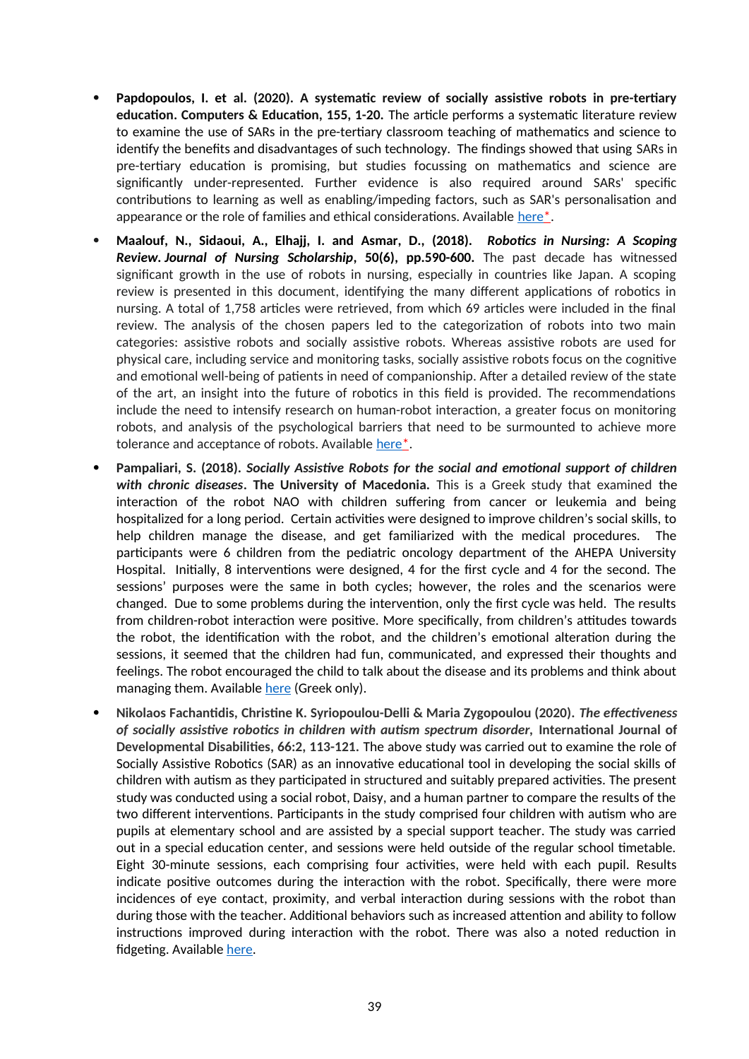- **Papdopoulos, I. et al. (2020). A systematic review of socially assistive robots in pre-tertiary education. Computers & Education, 155, 1-20.** The article performs a systematic literature review to examine the use of SARs in the pre-tertiary classroom teaching of mathematics and science to identify the benefits and disadvantages of such technology. The findings showed that using SARs in pre-tertiary education is promising, but studies focussing on mathematics and science are significantly under-represented. Further evidence is also required around SARs' specific contributions to learning as well as enabling/impeding factors, such as SAR's personalisation and appearance or the role of families and ethical considerations. Available here*.

- **Maalouf, N., Sidaoui, A., Elhajj, I. and Asmar, D., (2018).** ***Robotics in Nursing: A Scoping Review. Journal of Nursing Scholarship*****, 50(6), pp.590-600.** The past decade has witnessed significant growth in the use of robots in nursing, especially in countries like Japan. A scoping review is presented in this document, identifying the many different applications of robotics in nursing. A total of 1,758 articles were retrieved, from which 69 articles were included in the final review. The analysis of the chosen papers led to the categorization of robots into two main categories: assistive robots and socially assistive robots. Whereas assistive robots are used for physical care, including service and monitoring tasks, socially assistive robots focus on the cognitive and emotional well-being of patients in need of companionship. After a detailed review of the state of the art, an insight into the future of robotics in this field is provided. The recommendations include the need to intensify research on human-robot interaction, a greater focus on monitoring robots, and analysis of the psychological barriers that need to be surmounted to achieve more tolerance and acceptance of robots. Available here*.

- **Pampaliari, S. (2018).** ***Socially Assistive Robots for the social and emotional support of children with chronic diseases*****. The University of Macedonia.** This is a Greek study that examined the interaction of the robot NAO with children suffering from cancer or leukemia and being hospitalized for a long period. Certain activities were designed to improve children's social skills, to help children manage the disease, and get familiarized with the medical procedures. The participants were 6 children from the pediatric oncology department of the AHEPA University Hospital. Initially, 8 interventions were designed, 4 for the first cycle and 4 for the second. The sessions' purposes were the same in both cycles; however, the roles and the scenarios were changed. Due to some problems during the intervention, only the first cycle was held. The results from children-robot interaction were positive. More specifically, from children's attitudes towards the robot, the identification with the robot, and the children's emotional alteration during the sessions, it seemed that the children had fun, communicated, and expressed their thoughts and feelings. The robot encouraged the child to talk about the disease and its problems and think about managing them. Available here (Greek only).

- **Nikolaos Fachantidis, Christine K. Syriopoulou-Delli & Maria Zygopoulou (2020).** ***The effectiveness of socially assistive robotics in children with autism spectrum disorder*****, International Journal of Developmental Disabilities, 66:2, 113-121.** The above study was carried out to examine the role of Socially Assistive Robotics (SAR) as an innovative educational tool in developing the social skills of children with autism as they participated in structured and suitably prepared activities. The present study was conducted using a social robot, Daisy, and a human partner to compare the results of the two different interventions. Participants in the study comprised four children with autism who are pupils at elementary school and are assisted by a special support teacher. The study was carried out in a special education center, and sessions were held outside of the regular school timetable. Eight 30-minute sessions, each comprising four activities, were held with each pupil. Results indicate positive outcomes during the interaction with the robot. Specifically, there were more incidences of eye contact, proximity, and verbal interaction during sessions with the robot than during those with the teacher. Additional behaviors such as increased attention and ability to follow instructions improved during interaction with the robot. There was also a noted reduction in fidgeting. Available here.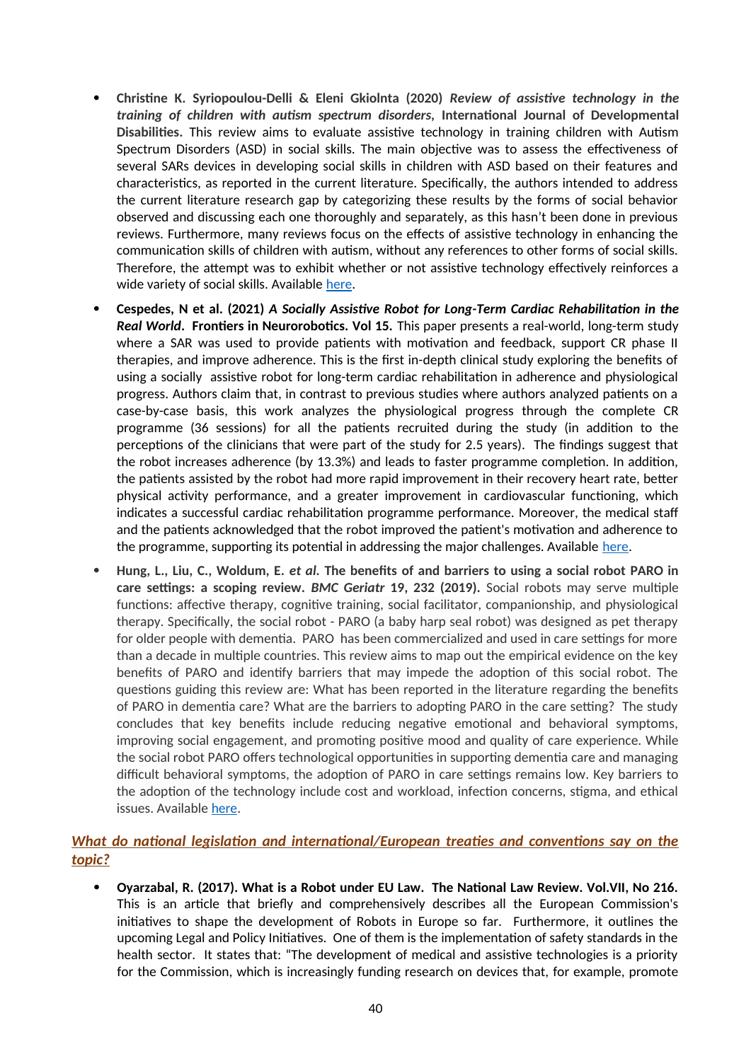- **Christine K. Syriopoulou-Delli & Eleni Gkiolnta (2020)** ***Review of assistive technology in the training of children with autism spectrum disorders*****, International Journal of Developmental Disabilities.** This review aims to evaluate assistive technology in training children with Autism Spectrum Disorders (ASD) in social skills. The main objective was to assess the effectiveness of several SARs devices in developing social skills in children with ASD based on their features and characteristics, as reported in the current literature. Specifically, the authors intended to address the current literature research gap by categorizing these results by the forms of social behavior observed and discussing each one thoroughly and separately, as this hasn't been done in previous reviews. Furthermore, many reviews focus on the effects of assistive technology in enhancing the communication skills of children with autism, without any references to other forms of social skills. Therefore, the attempt was to exhibit whether or not assistive technology effectively reinforces a wide variety of social skills. Available here.
- **Cespedes, N et al. (2021)** ***A Socially Assistive Robot for Long-Term Cardiac Rehabilitation in the Real World*****. Frontiers in Neurorobotics. Vol 15.** This paper presents a real-world, long-term study where a SAR was used to provide patients with motivation and feedback, support CR phase II therapies, and improve adherence. This is the first in-depth clinical study exploring the benefits of using a socially assistive robot for long-term cardiac rehabilitation in adherence and physiological progress. Authors claim that, in contrast to previous studies where authors analyzed patients on a case-by-case basis, this work analyzes the physiological progress through the complete CR programme (36 sessions) for all the patients recruited during the study (in addition to the perceptions of the clinicians that were part of the study for 2.5 years). The findings suggest that the robot increases adherence (by 13.3%) and leads to faster programme completion. In addition, the patients assisted by the robot had more rapid improvement in their recovery heart rate, better physical activity performance, and a greater improvement in cardiovascular functioning, which indicates a successful cardiac rehabilitation programme performance. Moreover, the medical staff and the patients acknowledged that the robot improved the patient's motivation and adherence to the programme, supporting its potential in addressing the major challenges. Available here.
- **Hung, L., Liu, C., Woldum, E.** ***et al*****. The benefits of and barriers to using a social robot PARO in care settings: a scoping review.** ***BMC Geriatr*** **19, 232 (2019).** Social robots may serve multiple functions: affective therapy, cognitive training, social facilitator, companionship, and physiological therapy. Specifically, the social robot - PARO (a baby harp seal robot) was designed as pet therapy for older people with dementia. PARO has been commercialized and used in care settings for more than a decade in multiple countries. This review aims to map out the empirical evidence on the key benefits of PARO and identify barriers that may impede the adoption of this social robot. The questions guiding this review are: What has been reported in the literature regarding the benefits of PARO in dementia care? What are the barriers to adopting PARO in the care setting? The study concludes that key benefits include reducing negative emotional and behavioral symptoms, improving social engagement, and promoting positive mood and quality of care experience. While the social robot PARO offers technological opportunities in supporting dementia care and managing difficult behavioral symptoms, the adoption of PARO in care settings remains low. Key barriers to the adoption of the technology include cost and workload, infection concerns, stigma, and ethical issues. Available here.

## ***What do national legislation and international/European treaties and conventions say on the topic?***

- **Oyarzabal, R. (2017). What is a Robot under EU Law. The National Law Review. Vol.VII, No 216.** This is an article that briefly and comprehensively describes all the European Commission's initiatives to shape the development of Robots in Europe so far. Furthermore, it outlines the upcoming Legal and Policy Initiatives. One of them is the implementation of safety standards in the health sector. It states that: "The development of medical and assistive technologies is a priority for the Commission, which is increasingly funding research on devices that, for example, promote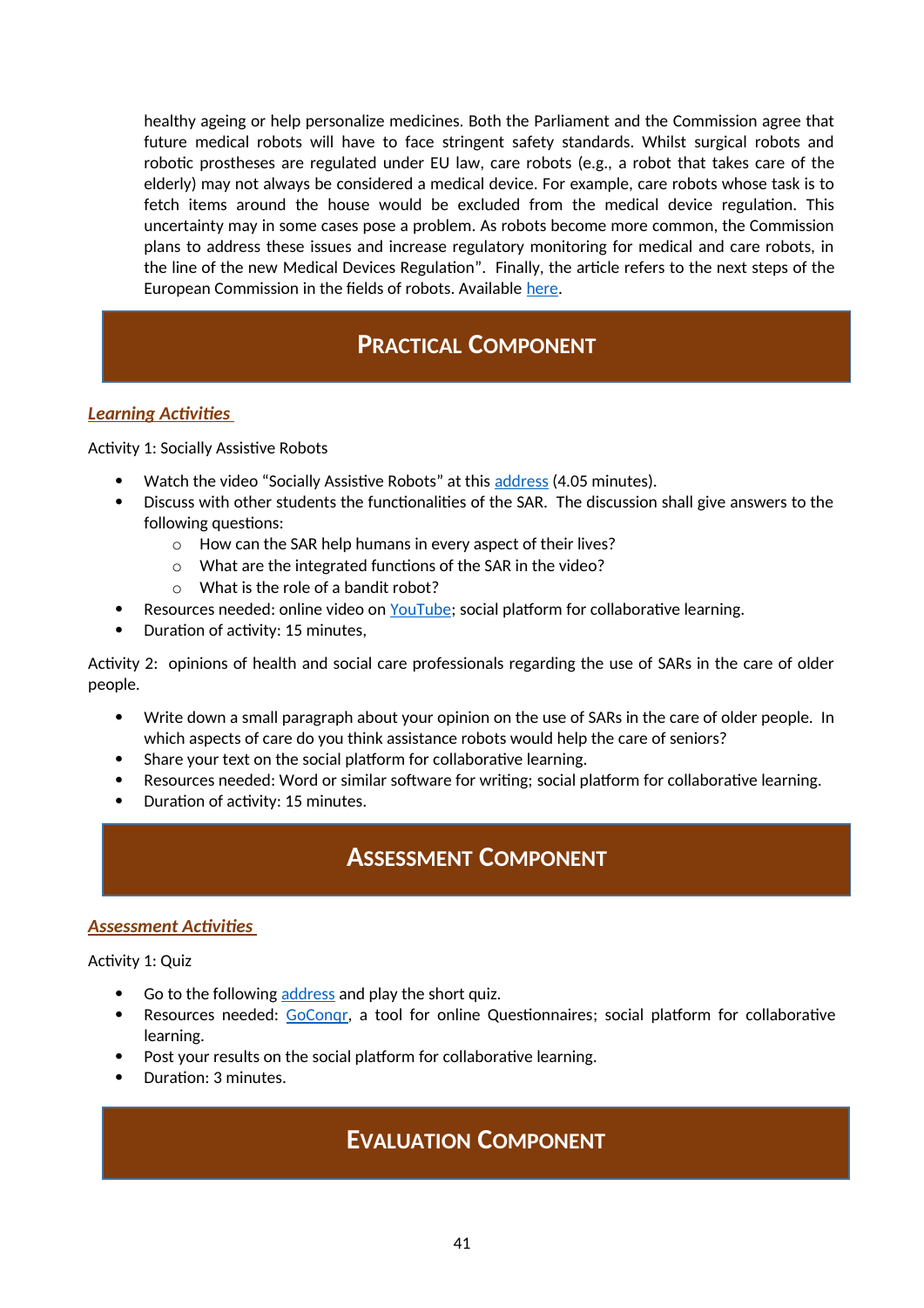healthy ageing or help personalize medicines. Both the Parliament and the Commission agree that future medical robots will have to face stringent safety standards. Whilst surgical robots and robotic prostheses are regulated under EU law, care robots (e.g., a robot that takes care of the elderly) may not always be considered a medical device. For example, care robots whose task is to fetch items around the house would be excluded from the medical device regulation. This uncertainty may in some cases pose a problem. As robots become more common, the Commission plans to address these issues and increase regulatory monitoring for medical and care robots, in the line of the new Medical Devices Regulation". Finally, the article refers to the next steps of the European Commission in the fields of robots. Available here.

## Practical Component

### *Learning Activities*

Activity 1: Socially Assistive Robots

- Watch the video "Socially Assistive Robots" at this address (4.05 minutes).
- Discuss with other students the functionalities of the SAR. The discussion shall give answers to the following questions:
  - How can the SAR help humans in every aspect of their lives?
  - What are the integrated functions of the SAR in the video?
  - What is the role of a bandit robot?
- Resources needed: online video on YouTube; social platform for collaborative learning.
- Duration of activity: 15 minutes,

Activity 2: opinions of health and social care professionals regarding the use of SARs in the care of older people.

- Write down a small paragraph about your opinion on the use of SARs in the care of older people. In which aspects of care do you think assistance robots would help the care of seniors?
- Share your text on the social platform for collaborative learning.
- Resources needed: Word or similar software for writing; social platform for collaborative learning.
- Duration of activity: 15 minutes.

## Assessment Component

### *Assessment Activities*

Activity 1: Quiz

- Go to the following address and play the short quiz.
- Resources needed: GoCongr, a tool for online Questionnaires; social platform for collaborative learning.
- Post your results on the social platform for collaborative learning.
- Duration: 3 minutes.

## Evaluation Component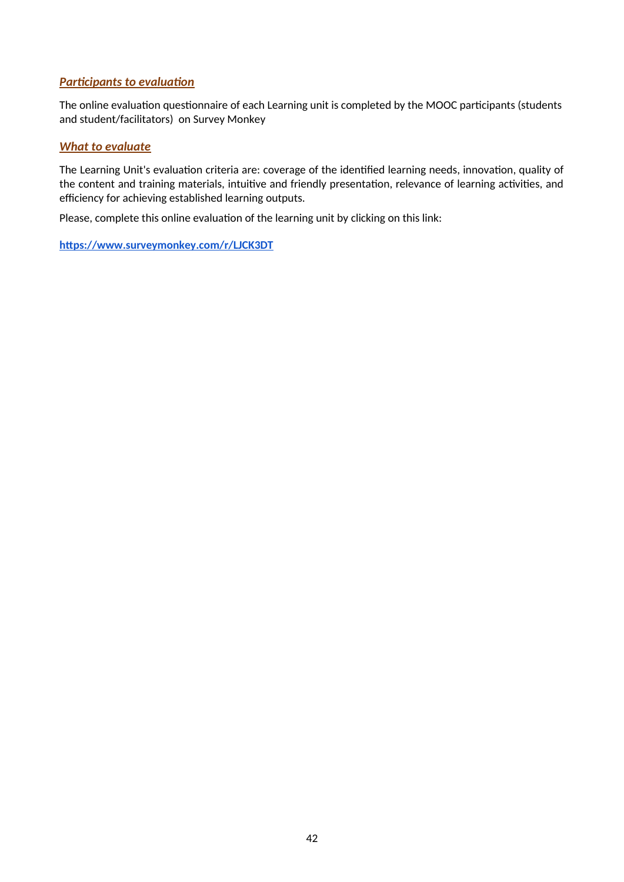### ***Participants to evaluation***

The online evaluation questionnaire of each Learning unit is completed by the MOOC participants (students and student/facilitators)  on Survey Monkey

### ***What to evaluate***

The Learning Unit's evaluation criteria are: coverage of the identified learning needs, innovation, quality of the content and training materials, intuitive and friendly presentation, relevance of learning activities, and efficiency for achieving established learning outputs.

Please, complete this online evaluation of the learning unit by clicking on this link:

**https://www.surveymonkey.com/r/LJCK3DT**